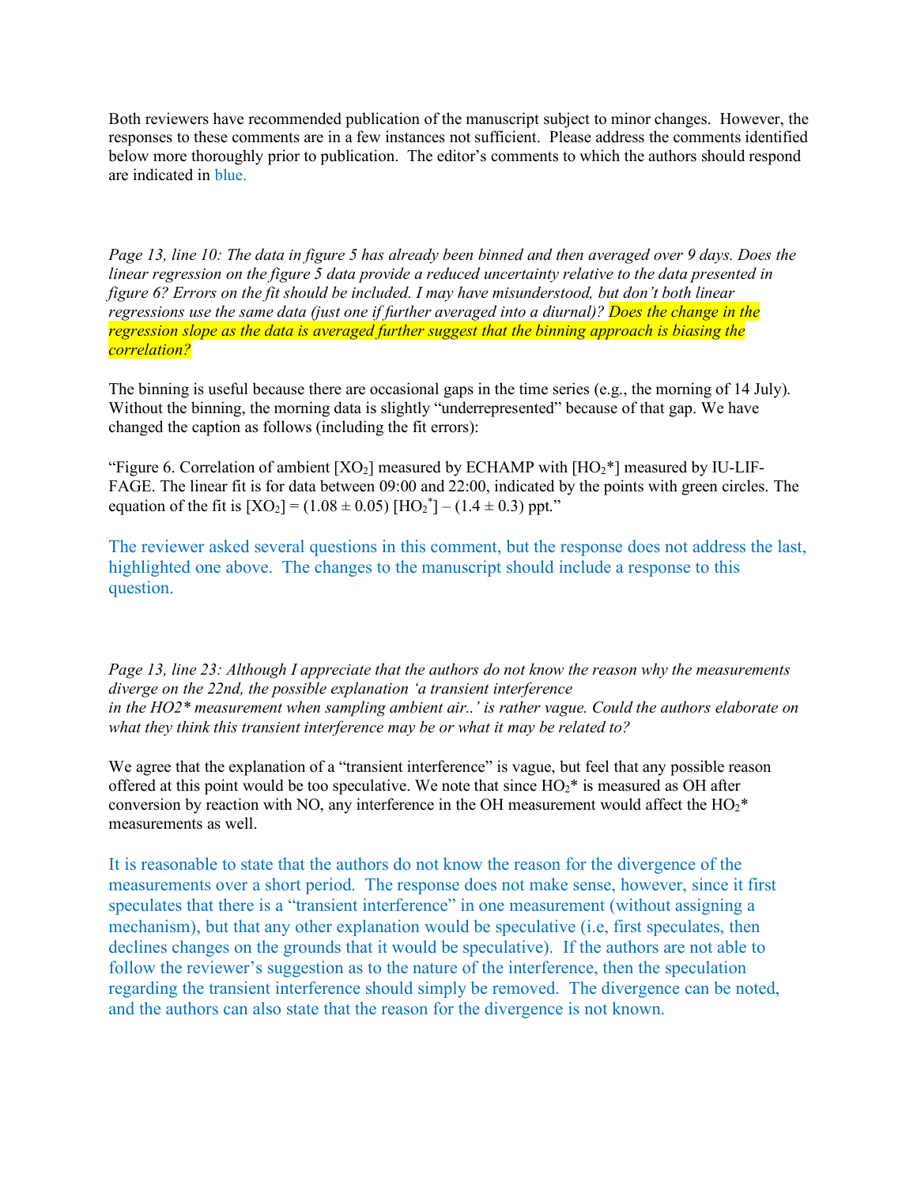Both reviewers have recommended publication of the manuscript subject to minor changes. However, the responses to these comments are in a few instances not sufficient. Please address the comments identified below more thoroughly prior to publication. The editor's comments to which the authors should respond are indicated in blue.

*Page 13, line 10: The data in figure 5 has already been binned and then averaged over 9 days. Does the linear regression on the figure 5 data provide a reduced uncertainty relative to the data presented in figure 6? Errors on the fit should be included. I may have misunderstood, but don't both linear regressions use the same data (just one if further averaged into a diurnal)? Does the change in the regression slope as the data is averaged further suggest that the binning approach is biasing the correlation?*

The binning is useful because there are occasional gaps in the time series (e.g., the morning of 14 July). Without the binning, the morning data is slightly "underrepresented" because of that gap. We have changed the caption as follows (including the fit errors):

"Figure 6. Correlation of ambient [$XO_2$] measured by ECHAMP with [$HO_2$*] measured by IU-LIF-FAGE. The linear fit is for data between 09:00 and 22:00, indicated by the points with green circles. The equation of the fit is [$XO_2$] = (1.08 ± 0.05) [$HO_2^*$] – (1.4 ± 0.3) ppt."

The reviewer asked several questions in this comment, but the response does not address the last, highlighted one above. The changes to the manuscript should include a response to this question.

*Page 13, line 23: Although I appreciate that the authors do not know the reason why the measurements diverge on the 22nd, the possible explanation 'a transient interference in the HO2\* measurement when sampling ambient air..' is rather vague. Could the authors elaborate on what they think this transient interference may be or what it may be related to?*

We agree that the explanation of a "transient interference" is vague, but feel that any possible reason offered at this point would be too speculative. We note that since $HO_2$* is measured as OH after conversion by reaction with NO, any interference in the OH measurement would affect the $HO_2$* measurements as well.

It is reasonable to state that the authors do not know the reason for the divergence of the measurements over a short period. The response does not make sense, however, since it first speculates that there is a "transient interference" in one measurement (without assigning a mechanism), but that any other explanation would be speculative (i.e, first speculates, then declines changes on the grounds that it would be speculative). If the authors are not able to follow the reviewer's suggestion as to the nature of the interference, then the speculation regarding the transient interference should simply be removed. The divergence can be noted, and the authors can also state that the reason for the divergence is not known.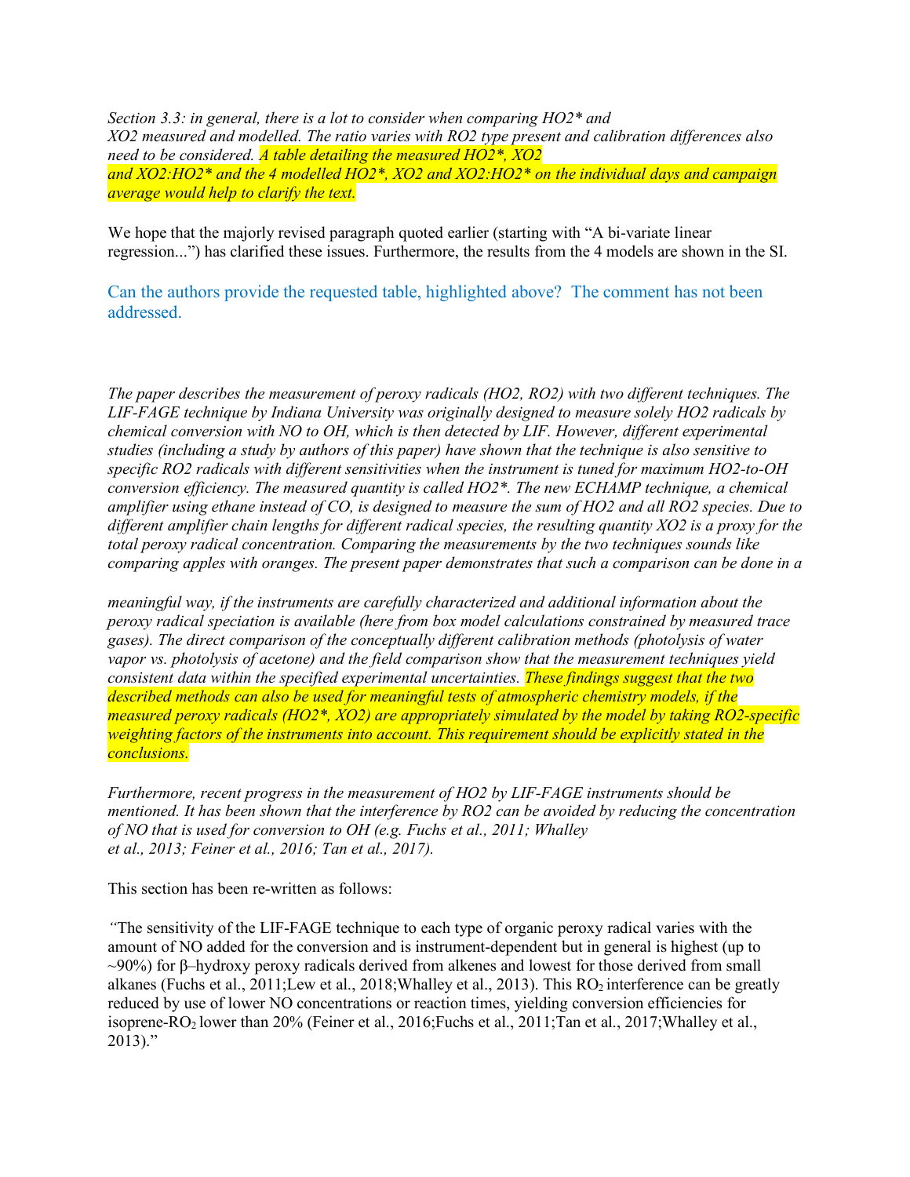*Section 3.3: in general, there is a lot to consider when comparing HO2\* and XO2 measured and modelled. The ratio varies with RO2 type present and calibration differences also need to be considered. A table detailing the measured HO2\*, XO2 and XO2:HO2\* and the 4 modelled HO2\*, XO2 and XO2:HO2\* on the individual days and campaign average would help to clarify the text.*

We hope that the majorly revised paragraph quoted earlier (starting with "A bi-variate linear regression...") has clarified these issues. Furthermore, the results from the 4 models are shown in the SI.

Can the authors provide the requested table, highlighted above? The comment has not been addressed.

*The paper describes the measurement of peroxy radicals (HO2, RO2) with two different techniques. The LIF-FAGE technique by Indiana University was originally designed to measure solely HO2 radicals by chemical conversion with NO to OH, which is then detected by LIF. However, different experimental studies (including a study by authors of this paper) have shown that the technique is also sensitive to specific RO2 radicals with different sensitivities when the instrument is tuned for maximum HO2-to-OH conversion efficiency. The measured quantity is called HO2\*. The new ECHAMP technique, a chemical amplifier using ethane instead of CO, is designed to measure the sum of HO2 and all RO2 species. Due to different amplifier chain lengths for different radical species, the resulting quantity XO2 is a proxy for the total peroxy radical concentration. Comparing the measurements by the two techniques sounds like comparing apples with oranges. The present paper demonstrates that such a comparison can be done in a meaningful way, if the instruments are carefully characterized and additional information about the peroxy radical speciation is available (here from box model calculations constrained by measured trace gases). The direct comparison of the conceptually different calibration methods (photolysis of water vapor vs. photolysis of acetone) and the field comparison show that the measurement techniques yield consistent data within the specified experimental uncertainties. These findings suggest that the two described methods can also be used for meaningful tests of atmospheric chemistry models, if the measured peroxy radicals (HO2\*, XO2) are appropriately simulated by the model by taking RO2-specific weighting factors of the instruments into account. This requirement should be explicitly stated in the conclusions.*

*Furthermore, recent progress in the measurement of HO2 by LIF-FAGE instruments should be mentioned. It has been shown that the interference by RO2 can be avoided by reducing the concentration of NO that is used for conversion to OH (e.g. Fuchs et al., 2011; Whalley et al., 2013; Feiner et al., 2016; Tan et al., 2017).*

This section has been re-written as follows:

"The sensitivity of the LIF-FAGE technique to each type of organic peroxy radical varies with the amount of NO added for the conversion and is instrument-dependent but in general is highest (up to ~90%) for β–hydroxy peroxy radicals derived from alkenes and lowest for those derived from small alkanes (Fuchs et al., 2011;Lew et al., 2018;Whalley et al., 2013). This $RO_2$ interference can be greatly reduced by use of lower NO concentrations or reaction times, yielding conversion efficiencies for isoprene-$RO_2$ lower than 20% (Feiner et al., 2016;Fuchs et al., 2011;Tan et al., 2017;Whalley et al., 2013)."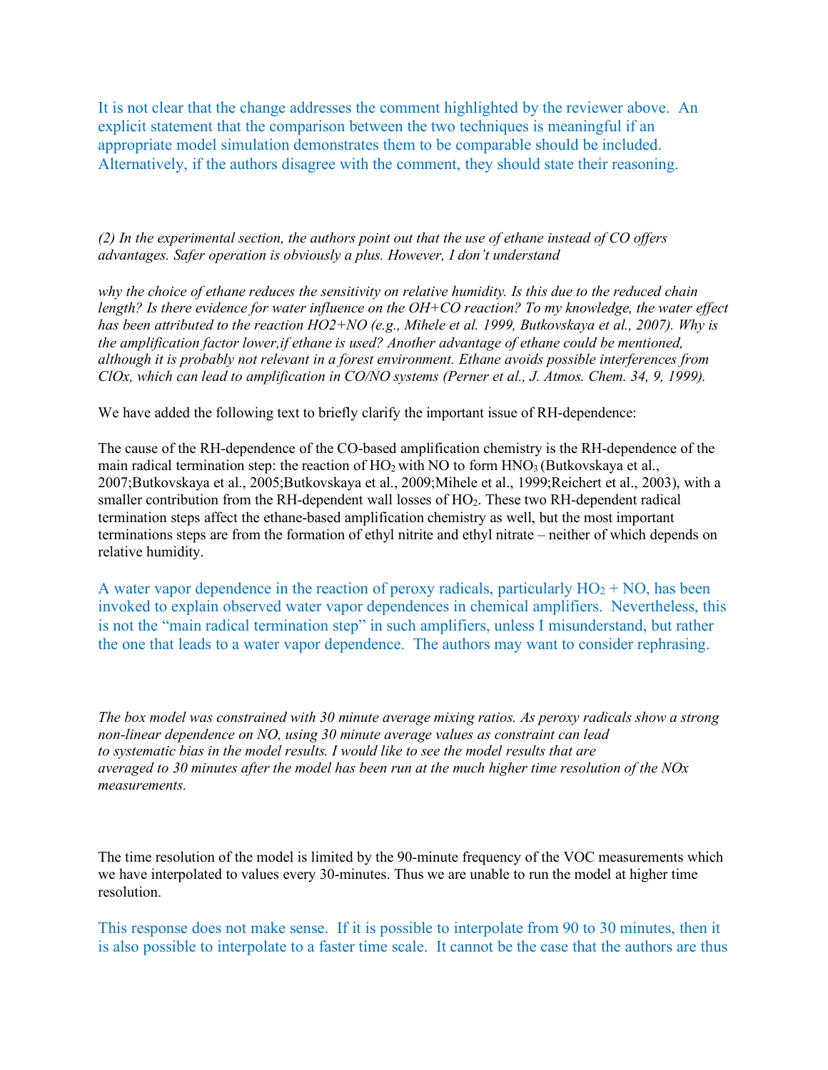It is not clear that the change addresses the comment highlighted by the reviewer above. An explicit statement that the comparison between the two techniques is meaningful if an appropriate model simulation demonstrates them to be comparable should be included. Alternatively, if the authors disagree with the comment, they should state their reasoning.

*(2) In the experimental section, the authors point out that the use of ethane instead of CO offers advantages. Safer operation is obviously a plus. However, I don't understand*

*why the choice of ethane reduces the sensitivity on relative humidity. Is this due to the reduced chain length? Is there evidence for water influence on the OH+CO reaction? To my knowledge, the water effect has been attributed to the reaction HO2+NO (e.g., Mihele et al. 1999, Butkovskaya et al., 2007). Why is the amplification factor lower,if ethane is used? Another advantage of ethane could be mentioned, although it is probably not relevant in a forest environment. Ethane avoids possible interferences from ClOx, which can lead to amplification in CO/NO systems (Perner et al., J. Atmos. Chem. 34, 9, 1999).*

We have added the following text to briefly clarify the important issue of RH-dependence:

The cause of the RH-dependence of the CO-based amplification chemistry is the RH-dependence of the main radical termination step: the reaction of $HO_2$ with NO to form $HNO_3$ (Butkovskaya et al., 2007;Butkovskaya et al., 2005;Butkovskaya et al., 2009;Mihele et al., 1999;Reichert et al., 2003), with a smaller contribution from the RH-dependent wall losses of $HO_2$. These two RH-dependent radical termination steps affect the ethane-based amplification chemistry as well, but the most important terminations steps are from the formation of ethyl nitrite and ethyl nitrate – neither of which depends on relative humidity.

A water vapor dependence in the reaction of peroxy radicals, particularly $HO_2$ + NO, has been invoked to explain observed water vapor dependences in chemical amplifiers. Nevertheless, this is not the "main radical termination step" in such amplifiers, unless I misunderstand, but rather the one that leads to a water vapor dependence. The authors may want to consider rephrasing.

*The box model was constrained with 30 minute average mixing ratios. As peroxy radicals show a strong non-linear dependence on NO, using 30 minute average values as constraint can lead to systematic bias in the model results. I would like to see the model results that are averaged to 30 minutes after the model has been run at the much higher time resolution of the NOx measurements.*

The time resolution of the model is limited by the 90-minute frequency of the VOC measurements which we have interpolated to values every 30-minutes. Thus we are unable to run the model at higher time resolution.

This response does not make sense. If it is possible to interpolate from 90 to 30 minutes, then it is also possible to interpolate to a faster time scale. It cannot be the case that the authors are thus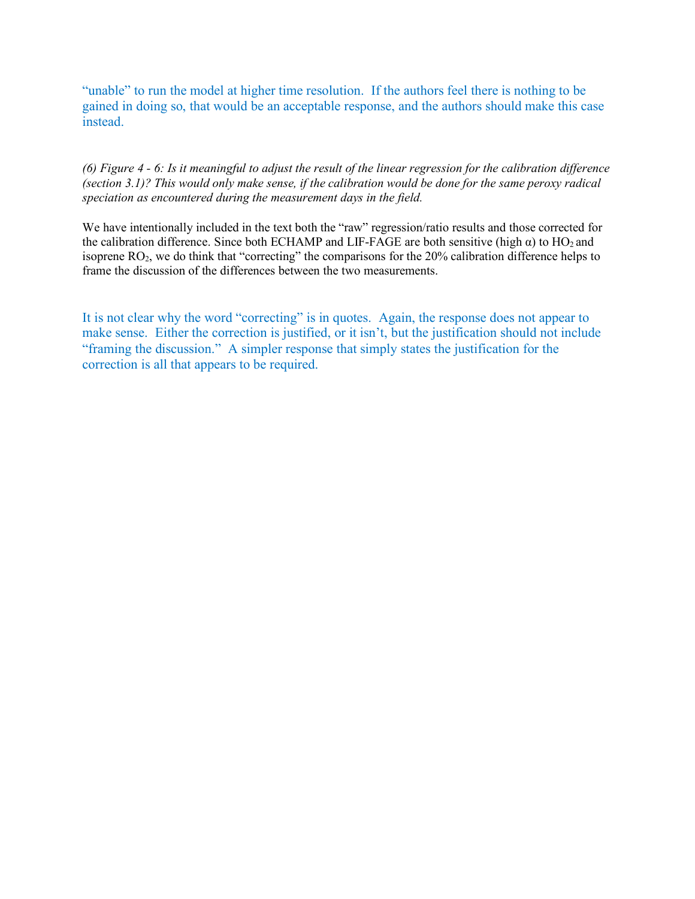"unable" to run the model at higher time resolution. If the authors feel there is nothing to be gained in doing so, that would be an acceptable response, and the authors should make this case instead.

*(6) Figure 4 - 6: Is it meaningful to adjust the result of the linear regression for the calibration difference (section 3.1)? This would only make sense, if the calibration would be done for the same peroxy radical speciation as encountered during the measurement days in the field.*

We have intentionally included in the text both the "raw" regression/ratio results and those corrected for the calibration difference. Since both ECHAMP and LIF-FAGE are both sensitive (high α) to $HO_2$ and isoprene $RO_2$, we do think that "correcting" the comparisons for the 20% calibration difference helps to frame the discussion of the differences between the two measurements.

It is not clear why the word "correcting" is in quotes. Again, the response does not appear to make sense. Either the correction is justified, or it isn't, but the justification should not include "framing the discussion." A simpler response that simply states the justification for the correction is all that appears to be required.